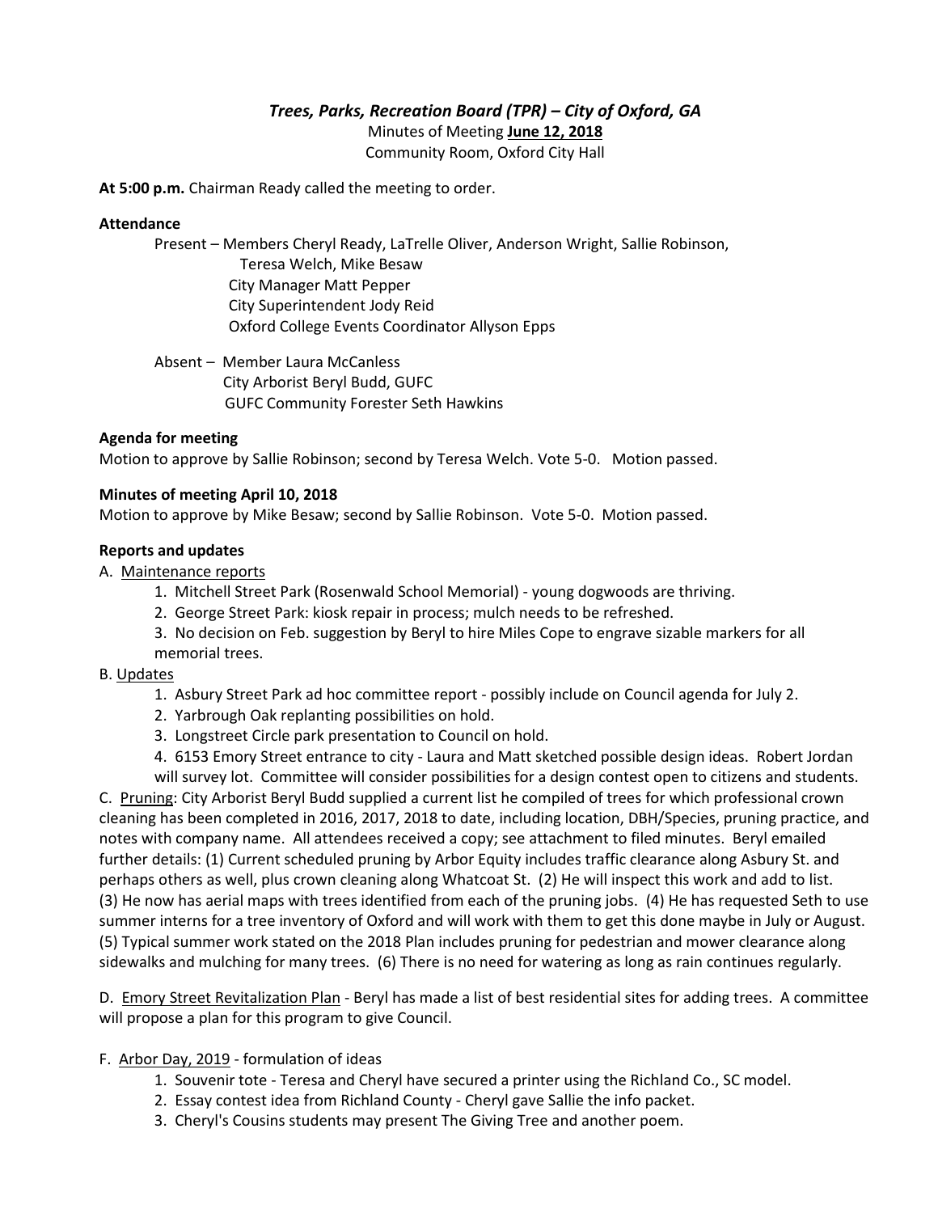# *Trees, Parks, Recreation Board (TPR) – City of Oxford, GA*

Minutes of Meeting **June 12, 2018**

Community Room, Oxford City Hall

**At 5:00 p.m.** Chairman Ready called the meeting to order.

**Attendance**

Present – Members Cheryl Ready, LaTrelle Oliver, Anderson Wright, Sallie Robinson, Teresa Welch, Mike Besaw
City Manager Matt Pepper
City Superintendent Jody Reid
Oxford College Events Coordinator Allyson Epps

Absent – Member Laura McCanless
City Arborist Beryl Budd, GUFC
GUFC Community Forester Seth Hawkins

**Agenda for meeting**

Motion to approve by Sallie Robinson; second by Teresa Welch. Vote 5-0. Motion passed.

**Minutes of meeting April 10, 2018**

Motion to approve by Mike Besaw; second by Sallie Robinson. Vote 5-0. Motion passed.

**Reports and updates**

A. Maintenance reports

1. Mitchell Street Park (Rosenwald School Memorial) - young dogwoods are thriving.
2. George Street Park: kiosk repair in process; mulch needs to be refreshed.
3. No decision on Feb. suggestion by Beryl to hire Miles Cope to engrave sizable markers for all memorial trees.

B. Updates

1. Asbury Street Park ad hoc committee report - possibly include on Council agenda for July 2.
2. Yarbrough Oak replanting possibilities on hold.
3. Longstreet Circle park presentation to Council on hold.
4. 6153 Emory Street entrance to city - Laura and Matt sketched possible design ideas. Robert Jordan will survey lot. Committee will consider possibilities for a design contest open to citizens and students.

C. Pruning: City Arborist Beryl Budd supplied a current list he compiled of trees for which professional crown cleaning has been completed in 2016, 2017, 2018 to date, including location, DBH/Species, pruning practice, and notes with company name. All attendees received a copy; see attachment to filed minutes. Beryl emailed further details: (1) Current scheduled pruning by Arbor Equity includes traffic clearance along Asbury St. and perhaps others as well, plus crown cleaning along Whatcoat St. (2) He will inspect this work and add to list. (3) He now has aerial maps with trees identified from each of the pruning jobs. (4) He has requested Seth to use summer interns for a tree inventory of Oxford and will work with them to get this done maybe in July or August. (5) Typical summer work stated on the 2018 Plan includes pruning for pedestrian and mower clearance along sidewalks and mulching for many trees. (6) There is no need for watering as long as rain continues regularly.

D. Emory Street Revitalization Plan - Beryl has made a list of best residential sites for adding trees. A committee will propose a plan for this program to give Council.

F. Arbor Day, 2019 - formulation of ideas

1. Souvenir tote - Teresa and Cheryl have secured a printer using the Richland Co., SC model.
2. Essay contest idea from Richland County - Cheryl gave Sallie the info packet.
3. Cheryl's Cousins students may present The Giving Tree and another poem.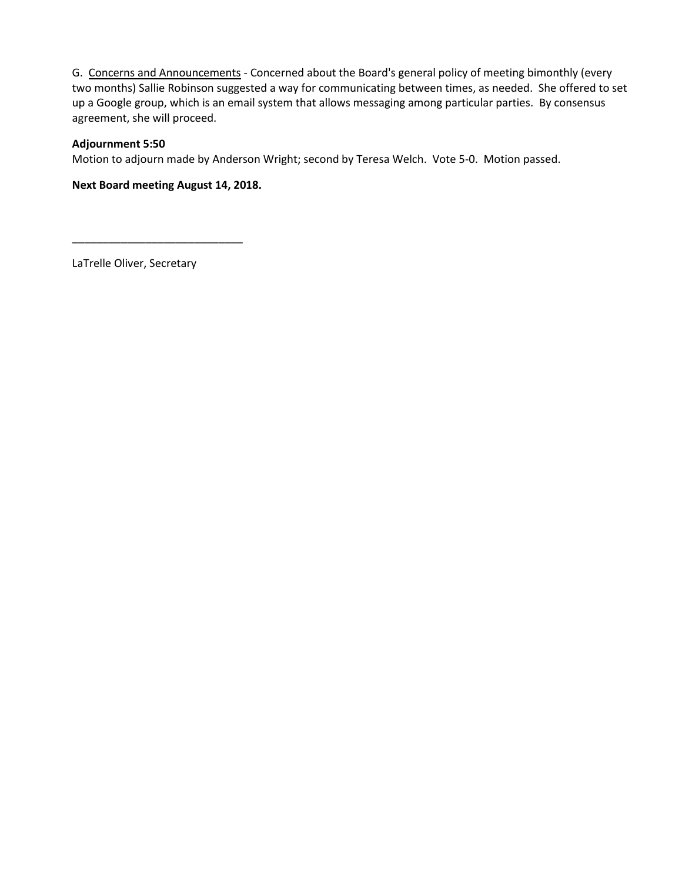G. <u>Concerns and Announcements</u> - Concerned about the Board's general policy of meeting bimonthly (every two months) Sallie Robinson suggested a way for communicating between times, as needed. She offered to set up a Google group, which is an email system that allows messaging among particular parties. By consensus agreement, she will proceed.

**Adjournment 5:50**

Motion to adjourn made by Anderson Wright; second by Teresa Welch. Vote 5-0. Motion passed.

**Next Board meeting August 14, 2018.**

\_\_\_\_\_\_\_\_\_\_\_\_\_\_\_\_\_\_\_\_\_\_\_\_\_\_\_\_\_\_

LaTrelle Oliver, Secretary